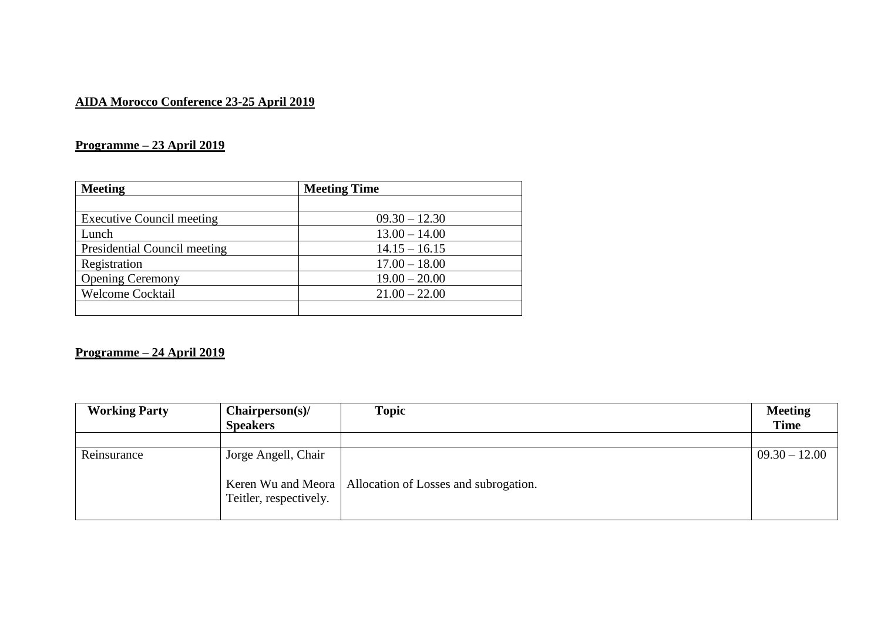**AIDA Morocco Conference 23-25 April 2019**

**Programme – 23 April 2019**

| **Meeting** | **Meeting Time** |
|---|---|
| | |
| Executive Council meeting | 09.30 – 12.30 |
| Lunch | 13.00 – 14.00 |
| Presidential Council meeting | 14.15 – 16.15 |
| Registration | 17.00 – 18.00 |
| Opening Ceremony | 19.00 – 20.00 |
| Welcome Cocktail | 21.00 – 22.00 |
| | |

**Programme – 24 April 2019**

| **Working Party** | **Chairperson(s)/ Speakers** | **Topic** | **Meeting Time** |
|---|---|---|---|
| | | | |
| Reinsurance | Jorge Angell, Chair<br><br>Keren Wu and Meora Teitler, respectively. | <br><br>Allocation of Losses and subrogation. | 09.30 – 12.00 |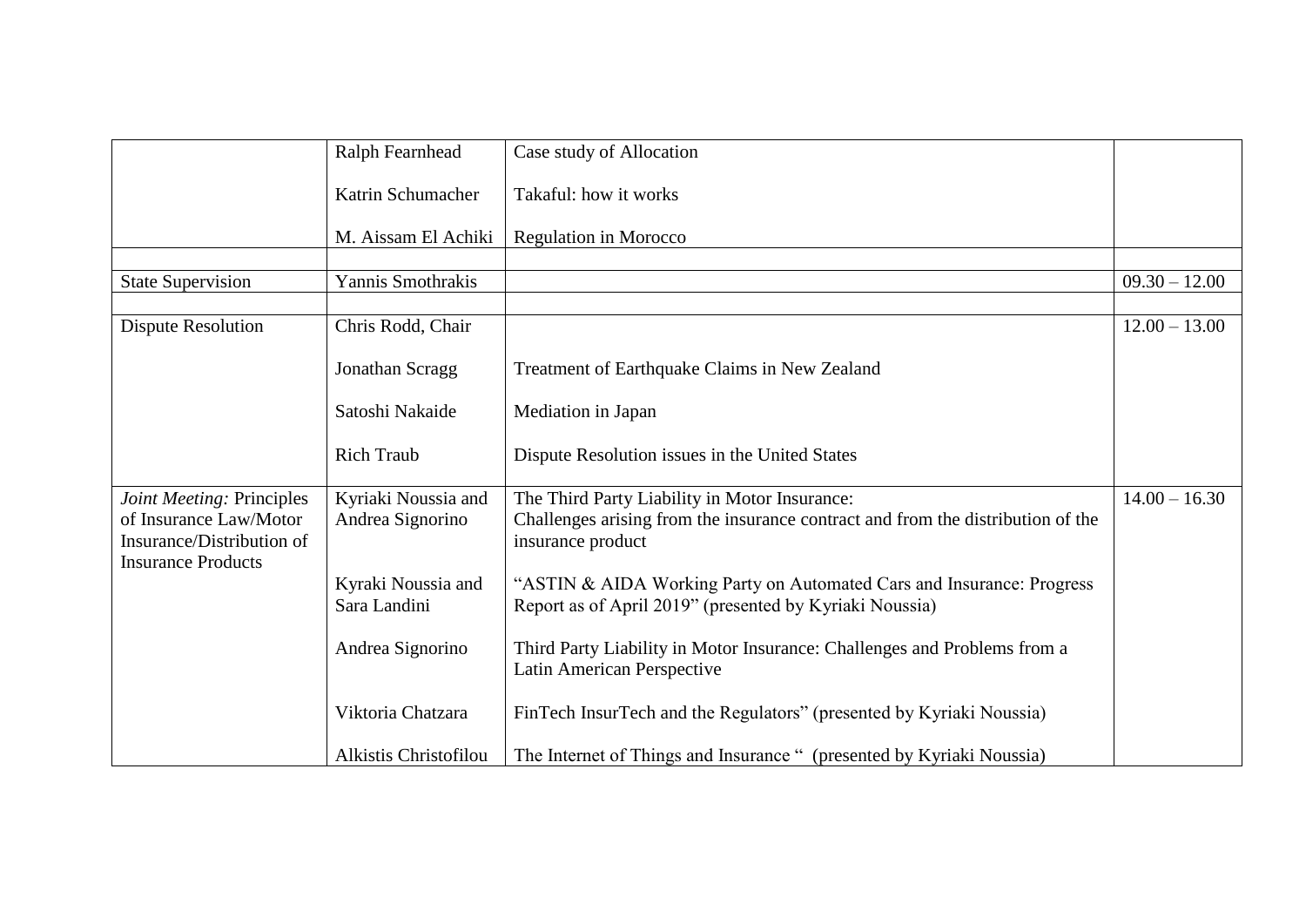| | | | |
|---|---|---|---|
| | Ralph Fearnhead<br><br>Katrin Schumacher<br><br>M. Aissam El Achiki | Case study of Allocation<br><br>Takaful: how it works<br><br>Regulation in Morocco | |
| | | | |
| State Supervision | Yannis Smothrakis | | 09.30 – 12.00 |
| | | | |
| Dispute Resolution | Chris Rodd, Chair<br><br>Jonathan Scragg<br><br>Satoshi Nakaide<br><br>Rich Traub | <br><br>Treatment of Earthquake Claims in New Zealand<br><br>Mediation in Japan<br><br>Dispute Resolution issues in the United States | 12.00 – 13.00 |
| *Joint Meeting:* Principles of Insurance Law/Motor Insurance/Distribution of Insurance Products | Kyriaki Noussia and Andrea Signorino<br><br>Kyraki Noussia and Sara Landini<br><br>Andrea Signorino<br><br>Viktoria Chatzara<br><br>Alkistis Christofilou | The Third Party Liability in Motor Insurance:<br>Challenges arising from the insurance contract and from the distribution of the insurance product<br><br>"ASTIN & AIDA Working Party on Automated Cars and Insurance: Progress Report as of April 2019" (presented by Kyriaki Noussia)<br><br>Third Party Liability in Motor Insurance: Challenges and Problems from a Latin American Perspective<br><br>FinTech InsurTech and the Regulators" (presented by Kyriaki Noussia)<br><br>The Internet of Things and Insurance " (presented by Kyriaki Noussia) | 14.00 – 16.30 |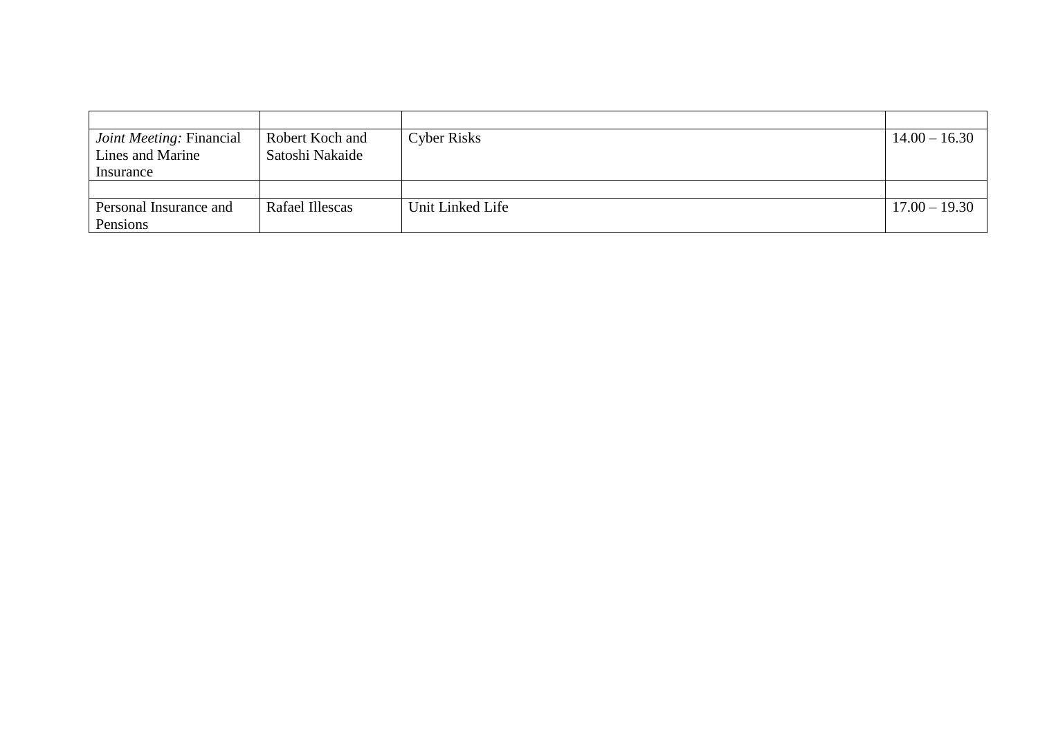| | | | |
|---|---|---|---|
| *Joint Meeting:* Financial Lines and Marine Insurance | Robert Koch and Satoshi Nakaide | Cyber Risks | 14.00 – 16.30 |
| | | | |
| Personal Insurance and Pensions | Rafael Illescas | Unit Linked Life | 17.00 – 19.30 |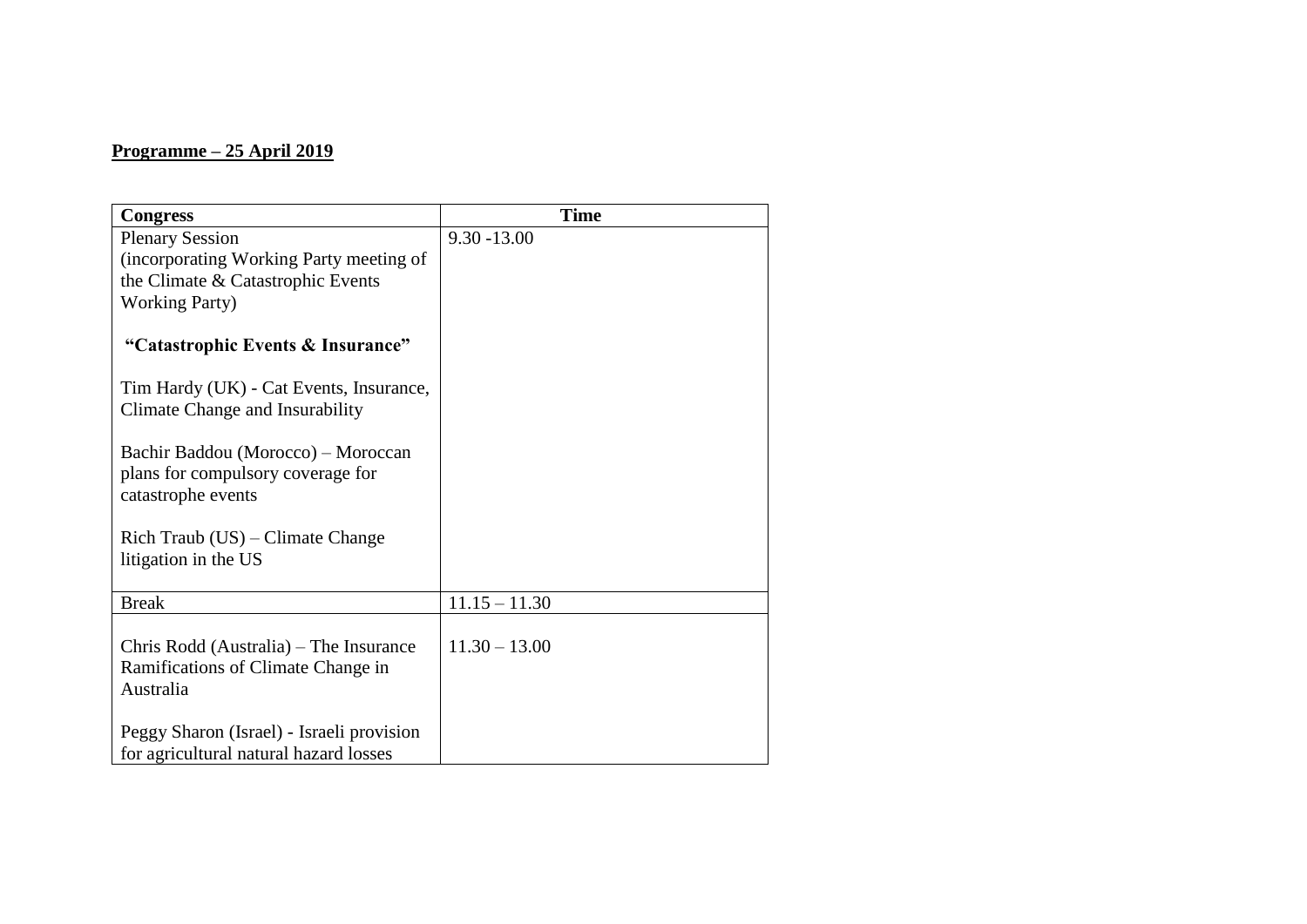**Programme – 25 April 2019**

| Congress | Time |
|---|---|
| Plenary Session (incorporating Working Party meeting of the Climate & Catastrophic Events Working Party)<br><br>**"Catastrophic Events & Insurance"**<br><br>Tim Hardy (UK) - Cat Events, Insurance, Climate Change and Insurability<br><br>Bachir Baddou (Morocco) – Moroccan plans for compulsory coverage for catastrophe events<br><br>Rich Traub (US) – Climate Change litigation in the US | 9.30 -13.00 |
| Break | 11.15 – 11.30 |
| Chris Rodd (Australia) – The Insurance Ramifications of Climate Change in Australia<br><br>Peggy Sharon (Israel) - Israeli provision for agricultural natural hazard losses | 11.30 – 13.00 |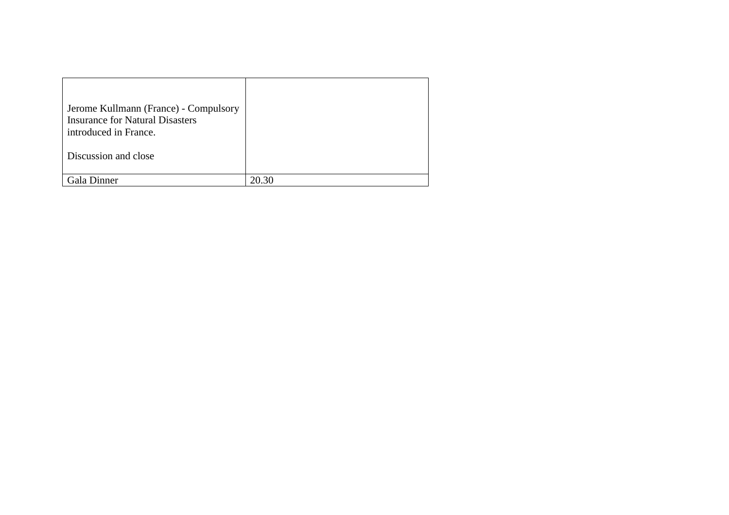| | |
|---|---|
| Jerome Kullmann (France) - Compulsory Insurance for Natural Disasters introduced in France.<br><br>Discussion and close | |
| Gala Dinner | 20.30 |